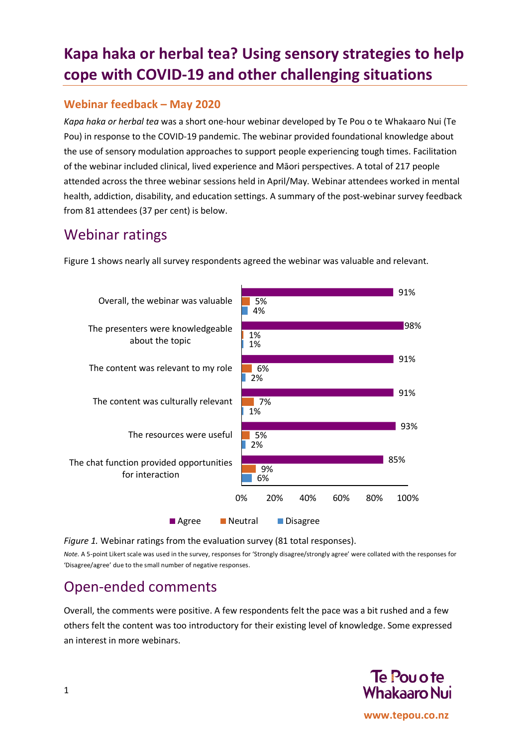# Kapa haka or herbal tea? Using sensory strategies to help cope with COVID-19 and other challenging situations

### Webinar feedback – May 2020

*Kapa haka or herbal tea* was a short one-hour webinar developed by Te Pou o te Whakaaro Nui (Te Pou) in response to the COVID-19 pandemic. The webinar provided foundational knowledge about the use of sensory modulation approaches to support people experiencing tough times. Facilitation of the webinar included clinical, lived experience and Māori perspectives. A total of 217 people attended across the three webinar sessions held in April/May. Webinar attendees worked in mental health, addiction, disability, and education settings. A summary of the post-webinar survey feedback from 81 attendees (37 per cent) is below.

## Webinar ratings

Figure 1 shows nearly all survey respondents agreed the webinar was valuable and relevant.

| | Agree | Neutral | Disagree |
|---|---|---|---|
| Overall, the webinar was valuable | 91% | 5% | 4% |
| The presenters were knowledgeable about the topic | 98% | 1% | 1% |
| The content was relevant to my role | 91% | 6% | 2% |
| The content was culturally relevant | 91% | 7% | 1% |
| The resources were useful | 93% | 5% | 2% |
| The chat function provided opportunities for interaction | 85% | 9% | 6% |

*Figure 1.* Webinar ratings from the evaluation survey (81 total responses).

*Note.* A 5-point Likert scale was used in the survey, responses for 'Strongly disagree/strongly agree' were collated with the responses for 'Disagree/agree' due to the small number of negative responses.

## Open-ended comments

Overall, the comments were positive. A few respondents felt the pace was a bit rushed and a few others felt the content was too introductory for their existing level of knowledge. Some expressed an interest in more webinars.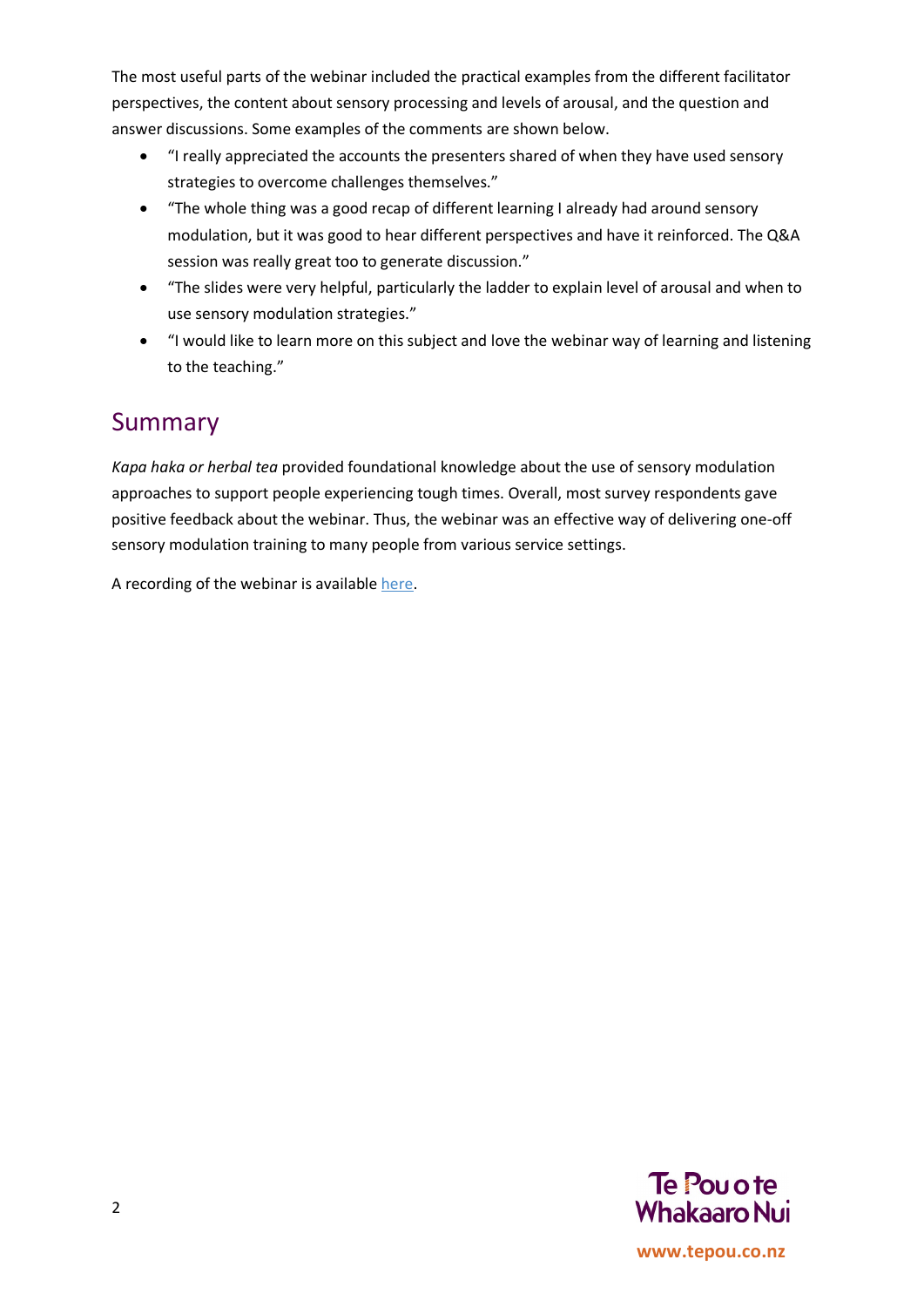The most useful parts of the webinar included the practical examples from the different facilitator perspectives, the content about sensory processing and levels of arousal, and the question and answer discussions. Some examples of the comments are shown below.

- "I really appreciated the accounts the presenters shared of when they have used sensory strategies to overcome challenges themselves."
- "The whole thing was a good recap of different learning I already had around sensory modulation, but it was good to hear different perspectives and have it reinforced. The Q&A session was really great too to generate discussion."
- "The slides were very helpful, particularly the ladder to explain level of arousal and when to use sensory modulation strategies."
- "I would like to learn more on this subject and love the webinar way of learning and listening to the teaching."

## Summary

*Kapa haka or herbal tea* provided foundational knowledge about the use of sensory modulation approaches to support people experiencing tough times. Overall, most survey respondents gave positive feedback about the webinar. Thus, the webinar was an effective way of delivering one-off sensory modulation training to many people from various service settings.

A recording of the webinar is available here.